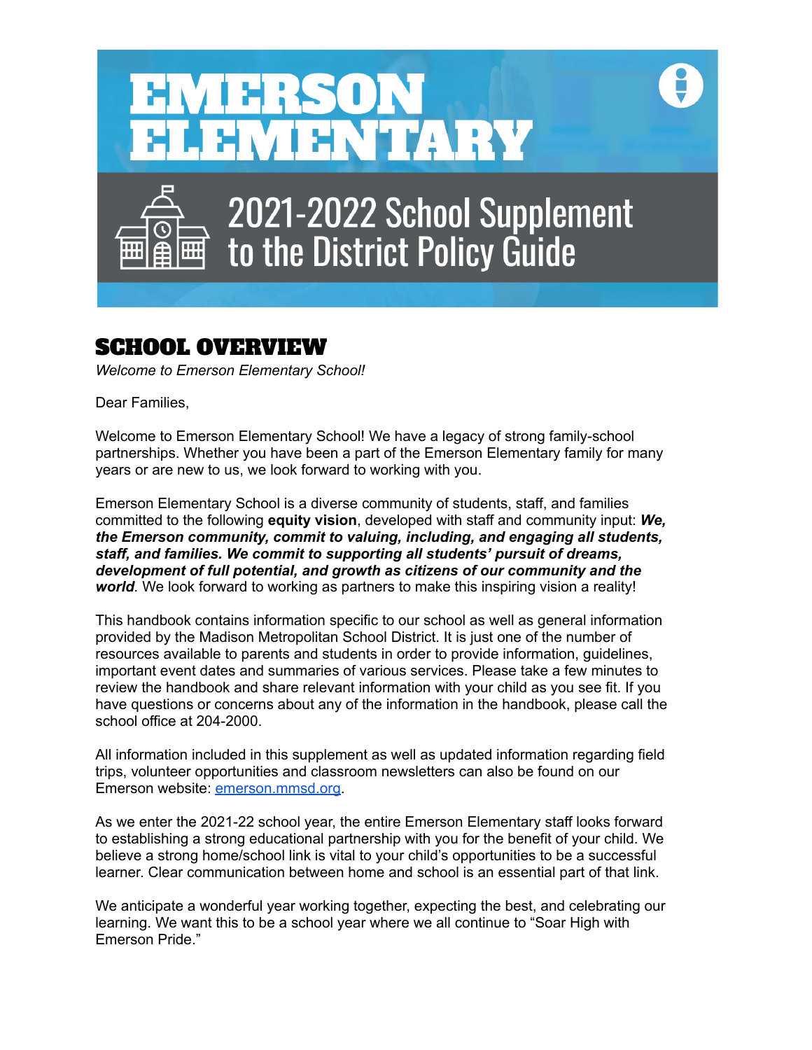# EMERSON ELEMENTARY

## 2021-2022 School Supplement to the District Policy Guide

## SCHOOL OVERVIEW

*Welcome to Emerson Elementary School!*

Dear Families,

Welcome to Emerson Elementary School! We have a legacy of strong family-school partnerships. Whether you have been a part of the Emerson Elementary family for many years or are new to us, we look forward to working with you.

Emerson Elementary School is a diverse community of students, staff, and families committed to the following **equity vision**, developed with staff and community input: ***We, the Emerson community, commit to valuing, including, and engaging all students, staff, and families. We commit to supporting all students' pursuit of dreams, development of full potential, and growth as citizens of our community and the world***. We look forward to working as partners to make this inspiring vision a reality!

This handbook contains information specific to our school as well as general information provided by the Madison Metropolitan School District. It is just one of the number of resources available to parents and students in order to provide information, guidelines, important event dates and summaries of various services. Please take a few minutes to review the handbook and share relevant information with your child as you see fit. If you have questions or concerns about any of the information in the handbook, please call the school office at 204-2000.

All information included in this supplement as well as updated information regarding field trips, volunteer opportunities and classroom newsletters can also be found on our Emerson website: [emerson.mmsd.org](emerson.mmsd.org).

As we enter the 2021-22 school year, the entire Emerson Elementary staff looks forward to establishing a strong educational partnership with you for the benefit of your child. We believe a strong home/school link is vital to your child's opportunities to be a successful learner. Clear communication between home and school is an essential part of that link.

We anticipate a wonderful year working together, expecting the best, and celebrating our learning. We want this to be a school year where we all continue to "Soar High with Emerson Pride."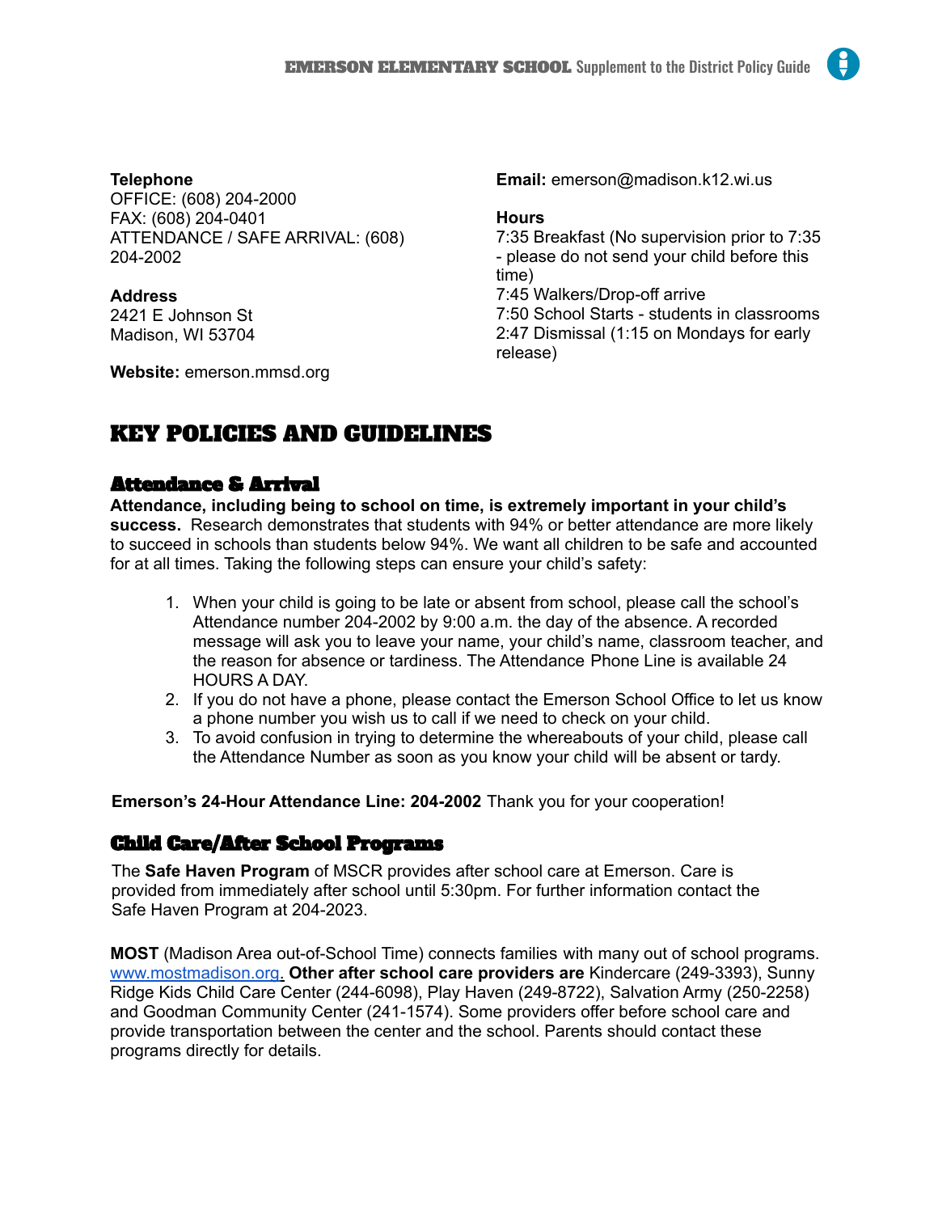**Telephone**
OFFICE: (608) 204-2000
FAX: (608) 204-0401
ATTENDANCE / SAFE ARRIVAL: (608) 204-2002

**Address**
2421 E Johnson St
Madison, WI 53704

**Website:** emerson.mmsd.org

**Email:** emerson@madison.k12.wi.us

**Hours**
7:35 Breakfast (No supervision prior to 7:35 - please do not send your child before this time)
7:45 Walkers/Drop-off arrive
7:50 School Starts - students in classrooms
2:47 Dismissal (1:15 on Mondays for early release)

# KEY POLICIES AND GUIDELINES

## Attendance & Arrival

**Attendance, including being to school on time, is extremely important in your child's success.** Research demonstrates that students with 94% or better attendance are more likely to succeed in schools than students below 94%. We want all children to be safe and accounted for at all times. Taking the following steps can ensure your child's safety:

1. When your child is going to be late or absent from school, please call the school's Attendance number 204-2002 by 9:00 a.m. the day of the absence. A recorded message will ask you to leave your name, your child's name, classroom teacher, and the reason for absence or tardiness. The Attendance Phone Line is available 24 HOURS A DAY.
2. If you do not have a phone, please contact the Emerson School Office to let us know a phone number you wish us to call if we need to check on your child.
3. To avoid confusion in trying to determine the whereabouts of your child, please call the Attendance Number as soon as you know your child will be absent or tardy.

**Emerson's 24-Hour Attendance Line: 204-2002** Thank you for your cooperation!

## Child Care/After School Programs

The **Safe Haven Program** of MSCR provides after school care at Emerson. Care is provided from immediately after school until 5:30pm. For further information contact the Safe Haven Program at 204-2023.

**MOST** (Madison Area out-of-School Time) connects families with many out of school programs. www.mostmadison.org. **Other after school care providers are** Kindercare (249-3393), Sunny Ridge Kids Child Care Center (244-6098), Play Haven (249-8722), Salvation Army (250-2258) and Goodman Community Center (241-1574). Some providers offer before school care and provide transportation between the center and the school. Parents should contact these programs directly for details.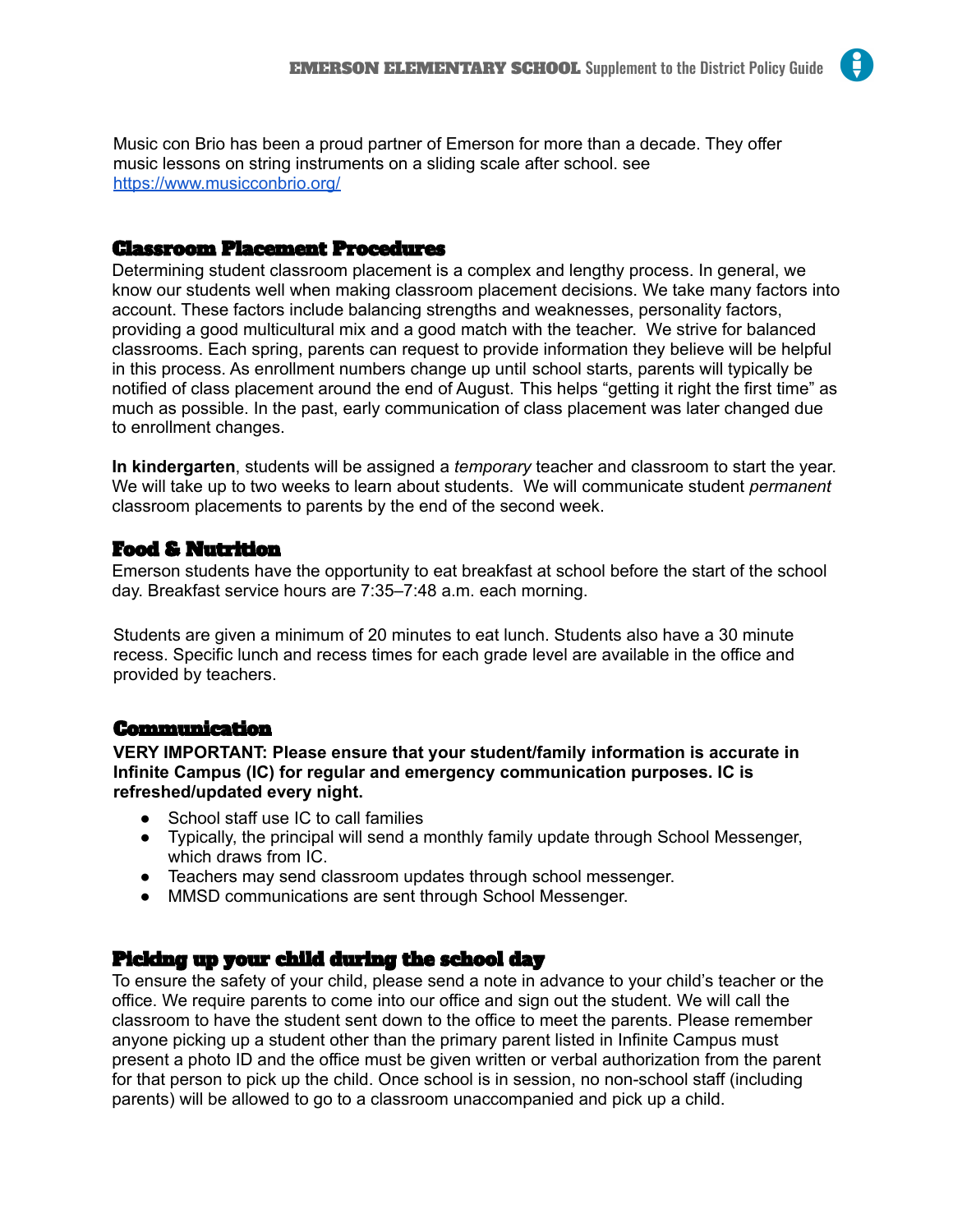Music con Brio has been a proud partner of Emerson for more than a decade. They offer music lessons on string instruments on a sliding scale after school. see [https://www.musicconbrio.org/](https://www.musicconbrio.org/)

## Classroom Placement Procedures

Determining student classroom placement is a complex and lengthy process. In general, we know our students well when making classroom placement decisions. We take many factors into account. These factors include balancing strengths and weaknesses, personality factors, providing a good multicultural mix and a good match with the teacher. We strive for balanced classrooms. Each spring, parents can request to provide information they believe will be helpful in this process. As enrollment numbers change up until school starts, parents will typically be notified of class placement around the end of August. This helps "getting it right the first time" as much as possible. In the past, early communication of class placement was later changed due to enrollment changes.

**In kindergarten**, students will be assigned a *temporary* teacher and classroom to start the year. We will take up to two weeks to learn about students. We will communicate student *permanent* classroom placements to parents by the end of the second week.

## Food & Nutrition

Emerson students have the opportunity to eat breakfast at school before the start of the school day. Breakfast service hours are 7:35–7:48 a.m. each morning.

Students are given a minimum of 20 minutes to eat lunch. Students also have a 30 minute recess. Specific lunch and recess times for each grade level are available in the office and provided by teachers.

## Communication

**VERY IMPORTANT: Please ensure that your student/family information is accurate in Infinite Campus (IC) for regular and emergency communication purposes. IC is refreshed/updated every night.**

- School staff use IC to call families
- Typically, the principal will send a monthly family update through School Messenger, which draws from IC.
- Teachers may send classroom updates through school messenger.
- MMSD communications are sent through School Messenger.

## Picking up your child during the school day

To ensure the safety of your child, please send a note in advance to your child's teacher or the office. We require parents to come into our office and sign out the student. We will call the classroom to have the student sent down to the office to meet the parents. Please remember anyone picking up a student other than the primary parent listed in Infinite Campus must present a photo ID and the office must be given written or verbal authorization from the parent for that person to pick up the child. Once school is in session, no non-school staff (including parents) will be allowed to go to a classroom unaccompanied and pick up a child.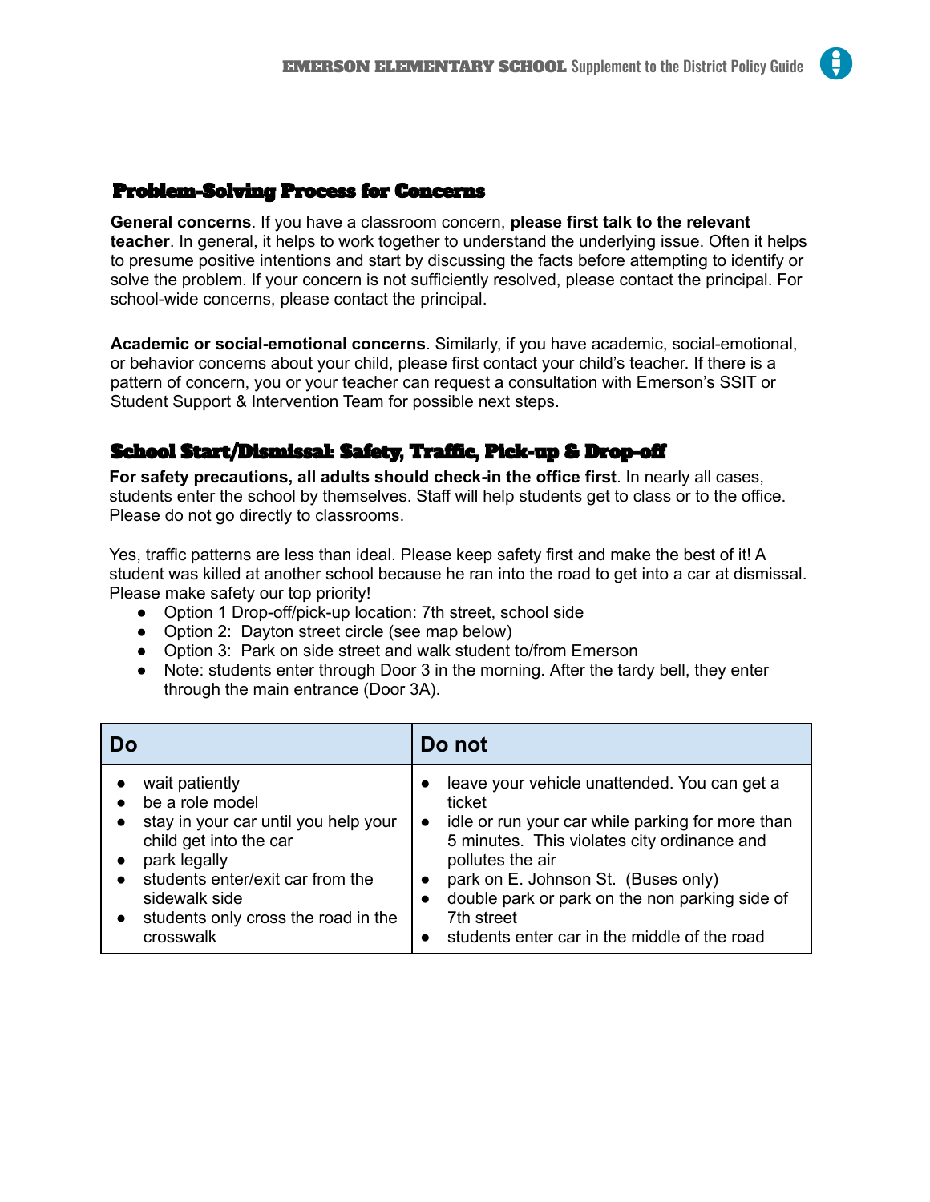## Problem-Solving Process for Concerns

**General concerns**. If you have a classroom concern, **please first talk to the relevant teacher**. In general, it helps to work together to understand the underlying issue. Often it helps to presume positive intentions and start by discussing the facts before attempting to identify or solve the problem. If your concern is not sufficiently resolved, please contact the principal. For school-wide concerns, please contact the principal.

**Academic or social-emotional concerns**. Similarly, if you have academic, social-emotional, or behavior concerns about your child, please first contact your child's teacher. If there is a pattern of concern, you or your teacher can request a consultation with Emerson's SSIT or Student Support & Intervention Team for possible next steps.

## School Start/Dismissal: Safety, Traffic, Pick-up & Drop-off

**For safety precautions, all adults should check-in the office first**. In nearly all cases, students enter the school by themselves. Staff will help students get to class or to the office. Please do not go directly to classrooms.

Yes, traffic patterns are less than ideal. Please keep safety first and make the best of it! A student was killed at another school because he ran into the road to get into a car at dismissal. Please make safety our top priority!

- Option 1 Drop-off/pick-up location: 7th street, school side
- Option 2: Dayton street circle (see map below)
- Option 3: Park on side street and walk student to/from Emerson
- Note: students enter through Door 3 in the morning. After the tardy bell, they enter through the main entrance (Door 3A).

| Do | Do not |
| --- | --- |
| • wait patiently<br>• be a role model<br>• stay in your car until you help your child get into the car<br>• park legally<br>• students enter/exit car from the sidewalk side<br>• students only cross the road in the crosswalk | • leave your vehicle unattended. You can get a ticket<br>• idle or run your car while parking for more than 5 minutes. This violates city ordinance and pollutes the air<br>• park on E. Johnson St. (Buses only)<br>• double park or park on the non parking side of 7th street<br>• students enter car in the middle of the road |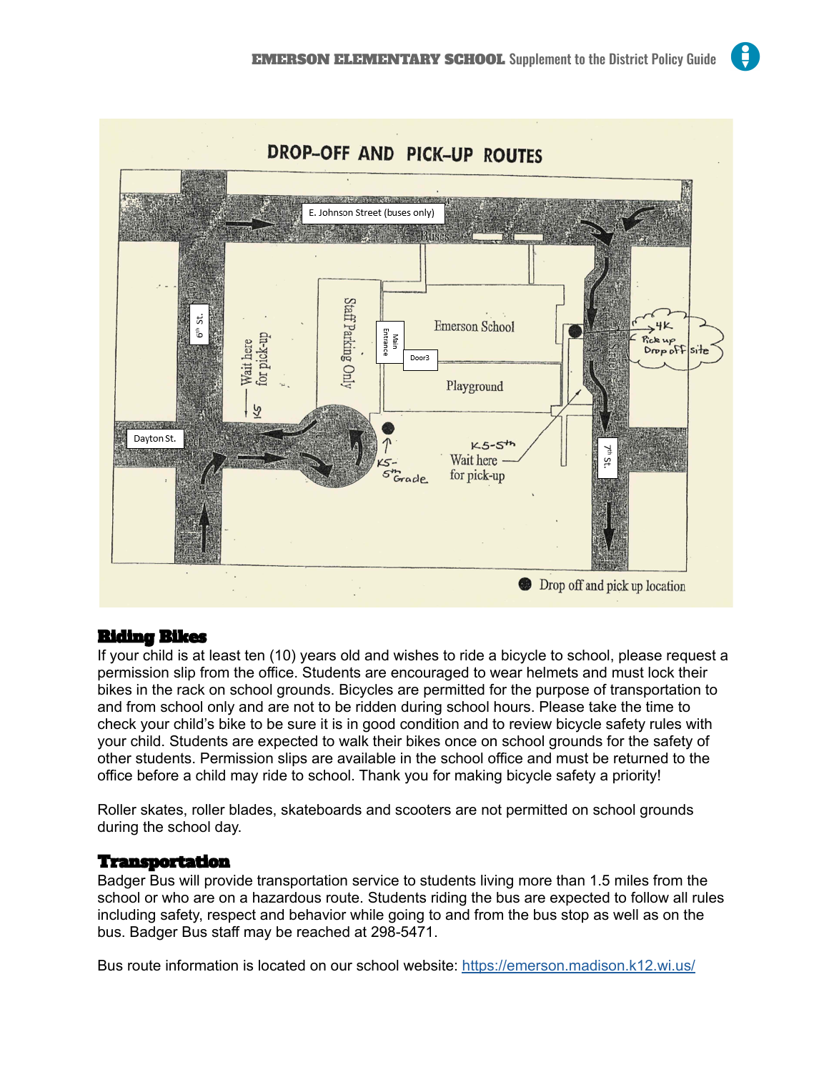## DROP-OFF AND PICK-UP ROUTES

E. Johnson Street (buses only)

6th St.

Wait here for pick-up

K5

Staff Parking Only

Main Entrance

Door3

Emerson School

Playground

4K Pick up Drop off site

Dayton St.

K5-5th Grade

K5-5th Wait here for pick-up

7th St.

Drop off and pick up location

## Riding Bikes

If your child is at least ten (10) years old and wishes to ride a bicycle to school, please request a permission slip from the office. Students are encouraged to wear helmets and must lock their bikes in the rack on school grounds. Bicycles are permitted for the purpose of transportation to and from school only and are not to be ridden during school hours. Please take the time to check your child's bike to be sure it is in good condition and to review bicycle safety rules with your child. Students are expected to walk their bikes once on school grounds for the safety of other students. Permission slips are available in the school office and must be returned to the office before a child may ride to school. Thank you for making bicycle safety a priority!

Roller skates, roller blades, skateboards and scooters are not permitted on school grounds during the school day.

## Transportation

Badger Bus will provide transportation service to students living more than 1.5 miles from the school or who are on a hazardous route. Students riding the bus are expected to follow all rules including safety, respect and behavior while going to and from the bus stop as well as on the bus. Badger Bus staff may be reached at 298-5471.

Bus route information is located on our school website: [https://emerson.madison.k12.wi.us/](https://emerson.madison.k12.wi.us/)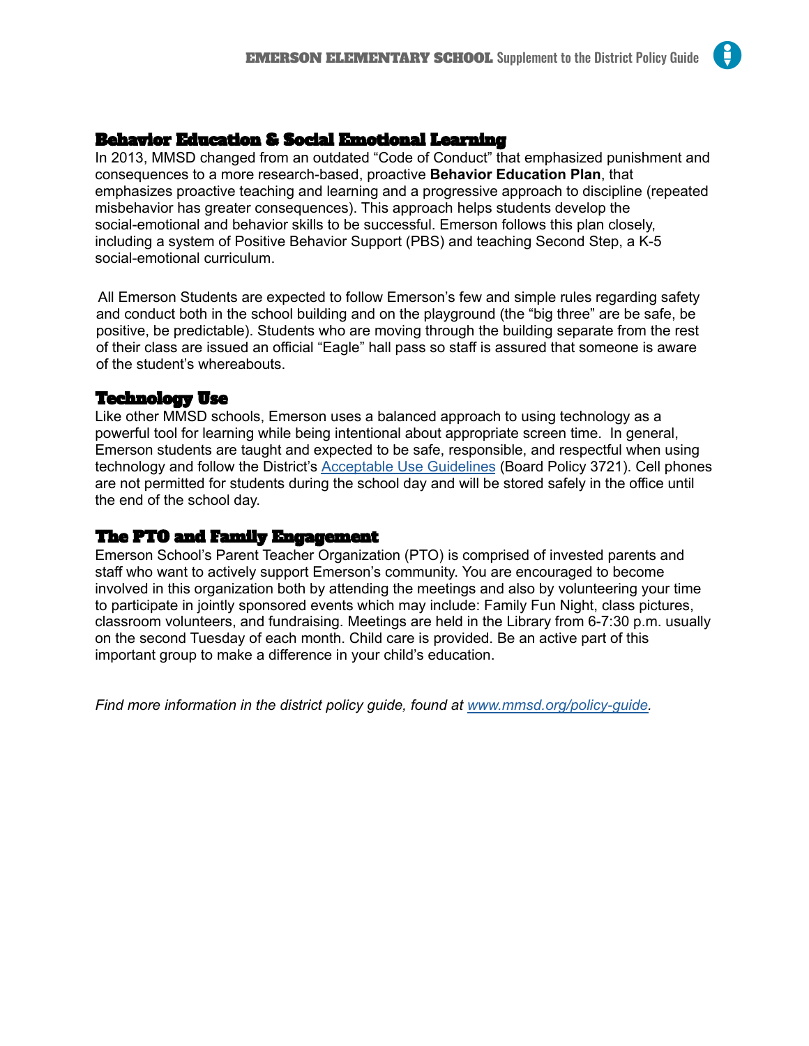## Behavior Education & Social Emotional Learning

In 2013, MMSD changed from an outdated “Code of Conduct” that emphasized punishment and consequences to a more research-based, proactive **Behavior Education Plan**, that emphasizes proactive teaching and learning and a progressive approach to discipline (repeated misbehavior has greater consequences). This approach helps students develop the social-emotional and behavior skills to be successful. Emerson follows this plan closely, including a system of Positive Behavior Support (PBS) and teaching Second Step, a K-5 social-emotional curriculum.

All Emerson Students are expected to follow Emerson’s few and simple rules regarding safety and conduct both in the school building and on the playground (the “big three” are be safe, be positive, be predictable). Students who are moving through the building separate from the rest of their class are issued an official “Eagle” hall pass so staff is assured that someone is aware of the student’s whereabouts.

## Technology Use

Like other MMSD schools, Emerson uses a balanced approach to using technology as a powerful tool for learning while being intentional about appropriate screen time. In general, Emerson students are taught and expected to be safe, responsible, and respectful when using technology and follow the District’s Acceptable Use Guidelines (Board Policy 3721). Cell phones are not permitted for students during the school day and will be stored safely in the office until the end of the school day.

## The PTO and Family Engagement

Emerson School’s Parent Teacher Organization (PTO) is comprised of invested parents and staff who want to actively support Emerson’s community. You are encouraged to become involved in this organization both by attending the meetings and also by volunteering your time to participate in jointly sponsored events which may include: Family Fun Night, class pictures, classroom volunteers, and fundraising. Meetings are held in the Library from 6-7:30 p.m. usually on the second Tuesday of each month. Child care is provided. Be an active part of this important group to make a difference in your child’s education.

*Find more information in the district policy guide, found at www.mmsd.org/policy-guide.*